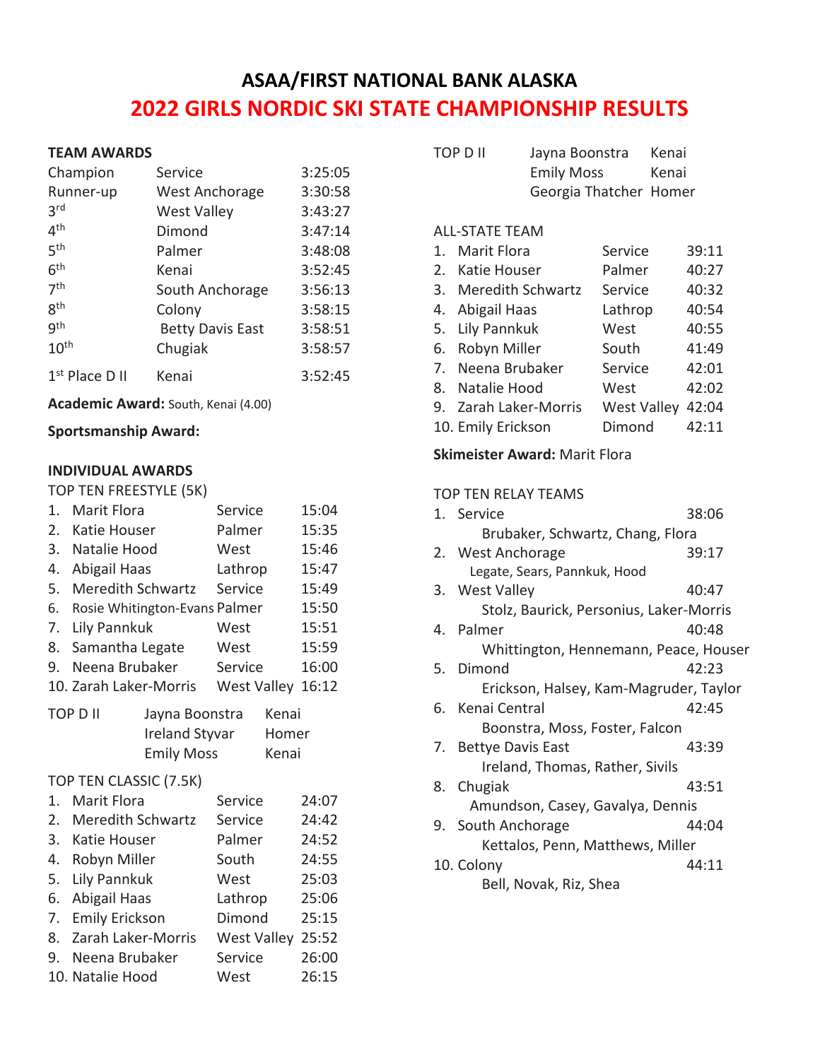# ASAA/FIRST NATIONAL BANK ALASKA

# 2022 GIRLS NORDIC SKI STATE CHAMPIONSHIP RESULTS

## TEAM AWARDS

| | | |
|---|---|---|
| Champion | Service | 3:25:05 |
| Runner-up | West Anchorage | 3:30:58 |
| 3rd | West Valley | 3:43:27 |
| 4th | Dimond | 3:47:14 |
| 5th | Palmer | 3:48:08 |
| 6th | Kenai | 3:52:45 |
| 7th | South Anchorage | 3:56:13 |
| 8th | Colony | 3:58:15 |
| 9th | Betty Davis East | 3:58:51 |
| 10th | Chugiak | 3:58:57 |
| 1st Place D II | Kenai | 3:52:45 |

**Academic Award:** South, Kenai (4.00)

**Sportsmanship Award:**

## INDIVIDUAL AWARDS

TOP TEN FREESTYLE (5K)

| | | | |
|---|---|---|---|
| 1. | Marit Flora | Service | 15:04 |
| 2. | Katie Houser | Palmer | 15:35 |
| 3. | Natalie Hood | West | 15:46 |
| 4. | Abigail Haas | Lathrop | 15:47 |
| 5. | Meredith Schwartz | Service | 15:49 |
| 6. | Rosie Whitington-Evans | Palmer | 15:50 |
| 7. | Lily Pannkuk | West | 15:51 |
| 8. | Samantha Legate | West | 15:59 |
| 9. | Neena Brubaker | Service | 16:00 |
| 10. | Zarah Laker-Morris | West Valley | 16:12 |

| | | |
|---|---|---|
| TOP D II | Jayna Boonstra | Kenai |
| | Ireland Styvar | Homer |
| | Emily Moss | Kenai |

TOP TEN CLASSIC (7.5K)

| | | | |
|---|---|---|---|
| 1. | Marit Flora | Service | 24:07 |
| 2. | Meredith Schwartz | Service | 24:42 |
| 3. | Katie Houser | Palmer | 24:52 |
| 4. | Robyn Miller | South | 24:55 |
| 5. | Lily Pannkuk | West | 25:03 |
| 6. | Abigail Haas | Lathrop | 25:06 |
| 7. | Emily Erickson | Dimond | 25:15 |
| 8. | Zarah Laker-Morris | West Valley | 25:52 |
| 9. | Neena Brubaker | Service | 26:00 |
| 10. | Natalie Hood | West | 26:15 |

| | | |
|---|---|---|
| TOP D II | Jayna Boonstra | Kenai |
| | Emily Moss | Kenai |
| | Georgia Thatcher | Homer |

ALL-STATE TEAM

| | | | |
|---|---|---|---|
| 1. | Marit Flora | Service | 39:11 |
| 2. | Katie Houser | Palmer | 40:27 |
| 3. | Meredith Schwartz | Service | 40:32 |
| 4. | Abigail Haas | Lathrop | 40:54 |
| 5. | Lily Pannkuk | West | 40:55 |
| 6. | Robyn Miller | South | 41:49 |
| 7. | Neena Brubaker | Service | 42:01 |
| 8. | Natalie Hood | West | 42:02 |
| 9. | Zarah Laker-Morris | West Valley | 42:04 |
| 10. | Emily Erickson | Dimond | 42:11 |

**Skimeister Award:** Marit Flora

TOP TEN RELAY TEAMS

| | | |
|---|---|---|
| 1. | Service<br>Brubaker, Schwartz, Chang, Flora | 38:06 |
| 2. | West Anchorage<br>Legate, Sears, Pannkuk, Hood | 39:17 |
| 3. | West Valley<br>Stolz, Baurick, Personius, Laker-Morris | 40:47 |
| 4. | Palmer<br>Whittington, Hennemann, Peace, Houser | 40:48 |
| 5. | Dimond<br>Erickson, Halsey, Kam-Magruder, Taylor | 42:23 |
| 6. | Kenai Central<br>Boonstra, Moss, Foster, Falcon | 42:45 |
| 7. | Bettye Davis East<br>Ireland, Thomas, Rather, Sivils | 43:39 |
| 8. | Chugiak<br>Amundson, Casey, Gavalya, Dennis | 43:51 |
| 9. | South Anchorage<br>Kettalos, Penn, Matthews, Miller | 44:04 |
| 10. | Colony<br>Bell, Novak, Riz, Shea | 44:11 |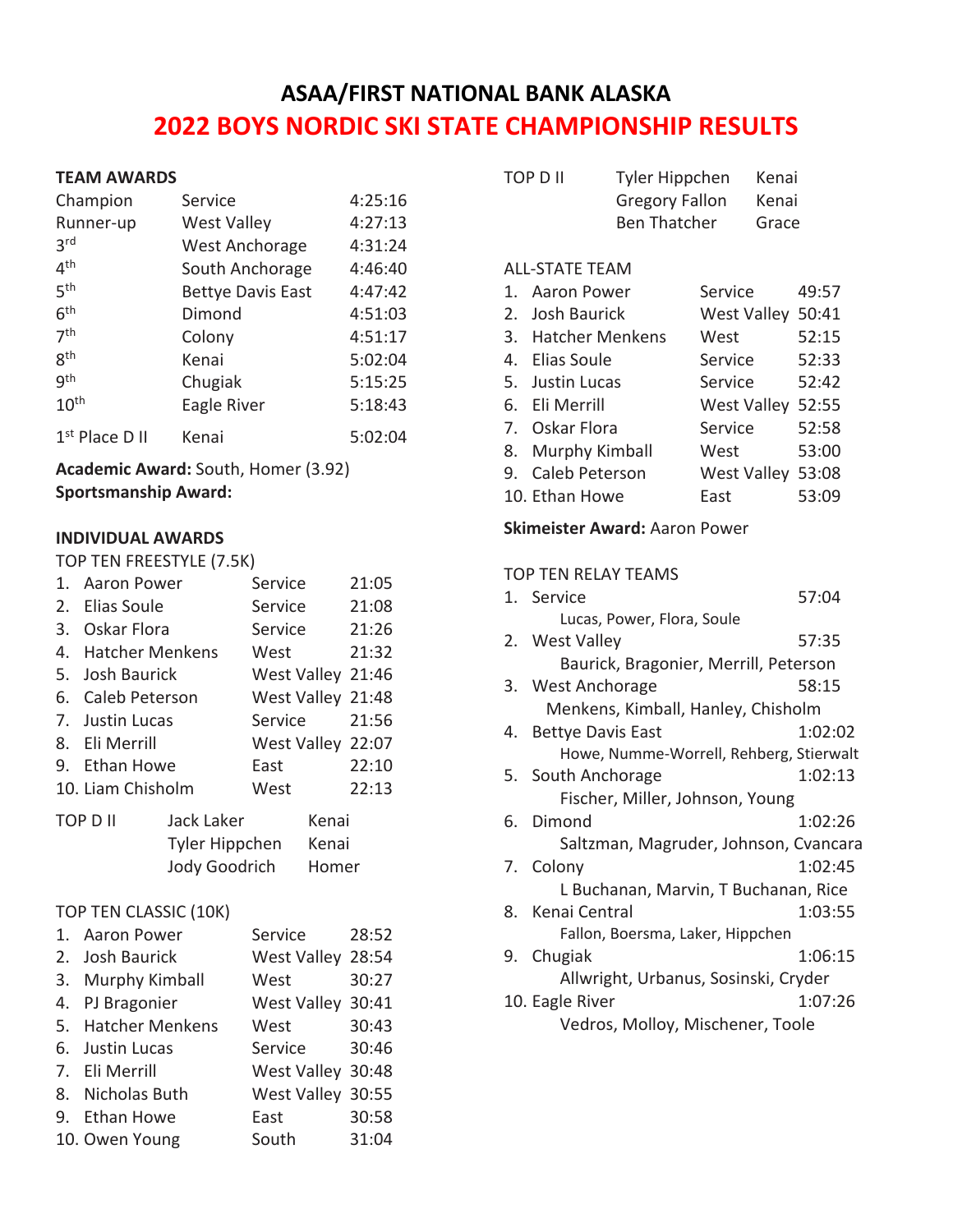# ASAA/FIRST NATIONAL BANK ALASKA
# 2022 BOYS NORDIC SKI STATE CHAMPIONSHIP RESULTS

## TEAM AWARDS

| | | |
|---|---|---|
| Champion | Service | 4:25:16 |
| Runner-up | West Valley | 4:27:13 |
| 3rd | West Anchorage | 4:31:24 |
| 4th | South Anchorage | 4:46:40 |
| 5th | Bettye Davis East | 4:47:42 |
| 6th | Dimond | 4:51:03 |
| 7th | Colony | 4:51:17 |
| 8th | Kenai | 5:02:04 |
| 9th | Chugiak | 5:15:25 |
| 10th | Eagle River | 5:18:43 |
| 1st Place D II | Kenai | 5:02:04 |

**Academic Award:** South, Homer (3.92)
**Sportsmanship Award:**

## INDIVIDUAL AWARDS

TOP TEN FREESTYLE (7.5K)

| | | | |
|---|---|---|---|
| 1. | Aaron Power | Service | 21:05 |
| 2. | Elias Soule | Service | 21:08 |
| 3. | Oskar Flora | Service | 21:26 |
| 4. | Hatcher Menkens | West | 21:32 |
| 5. | Josh Baurick | West Valley | 21:46 |
| 6. | Caleb Peterson | West Valley | 21:48 |
| 7. | Justin Lucas | Service | 21:56 |
| 8. | Eli Merrill | West Valley | 22:07 |
| 9. | Ethan Howe | East | 22:10 |
| 10. | Liam Chisholm | West | 22:13 |

| | | |
|---|---|---|
| TOP D II | Jack Laker | Kenai |
| | Tyler Hippchen | Kenai |
| | Jody Goodrich | Homer |

TOP TEN CLASSIC (10K)

| | | | |
|---|---|---|---|
| 1. | Aaron Power | Service | 28:52 |
| 2. | Josh Baurick | West Valley | 28:54 |
| 3. | Murphy Kimball | West | 30:27 |
| 4. | PJ Bragonier | West Valley | 30:41 |
| 5. | Hatcher Menkens | West | 30:43 |
| 6. | Justin Lucas | Service | 30:46 |
| 7. | Eli Merrill | West Valley | 30:48 |
| 8. | Nicholas Buth | West Valley | 30:55 |
| 9. | Ethan Howe | East | 30:58 |
| 10. | Owen Young | South | 31:04 |

| | | |
|---|---|---|
| TOP D II | Tyler Hippchen | Kenai |
| | Gregory Fallon | Kenai |
| | Ben Thatcher | Grace |

ALL-STATE TEAM

| | | | |
|---|---|---|---|
| 1. | Aaron Power | Service | 49:57 |
| 2. | Josh Baurick | West Valley | 50:41 |
| 3. | Hatcher Menkens | West | 52:15 |
| 4. | Elias Soule | Service | 52:33 |
| 5. | Justin Lucas | Service | 52:42 |
| 6. | Eli Merrill | West Valley | 52:55 |
| 7. | Oskar Flora | Service | 52:58 |
| 8. | Murphy Kimball | West | 53:00 |
| 9. | Caleb Peterson | West Valley | 53:08 |
| 10. | Ethan Howe | East | 53:09 |

**Skimeister Award:** Aaron Power

TOP TEN RELAY TEAMS

| | | | |
|---|---|---|---|
| 1. | Service | Lucas, Power, Flora, Soule | 57:04 |
| 2. | West Valley | Baurick, Bragonier, Merrill, Peterson | 57:35 |
| 3. | West Anchorage | Menkens, Kimball, Hanley, Chisholm | 58:15 |
| 4. | Bettye Davis East | Howe, Numme-Worrell, Rehberg, Stierwalt | 1:02:02 |
| 5. | South Anchorage | Fischer, Miller, Johnson, Young | 1:02:13 |
| 6. | Dimond | Saltzman, Magruder, Johnson, Cvancara | 1:02:26 |
| 7. | Colony | L Buchanan, Marvin, T Buchanan, Rice | 1:02:45 |
| 8. | Kenai Central | Fallon, Boersma, Laker, Hippchen | 1:03:55 |
| 9. | Chugiak | Allwright, Urbanus, Sosinski, Cryder | 1:06:15 |
| 10. | Eagle River | Vedros, Molloy, Mischener, Toole | 1:07:26 |